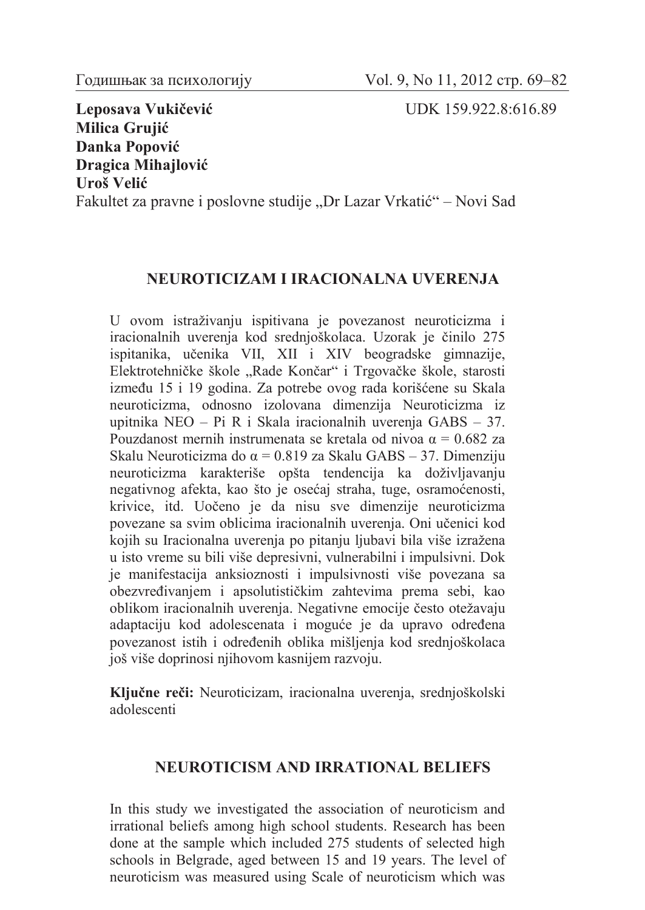**Leposava Vukičević**
**Milica Grujić**
**Danka Popović**
**Dragica Mihajlović**
**Uroš Velić**
Fakultet za pravne i poslovne studije „Dr Lazar Vrkatić" – Novi Sad

UDK 159.922.8:616.89

## NEUROTICIZAM I IRACIONALNA UVERENJA

U ovom istraživanju ispitivana je povezanost neuroticizma i iracionalnih uverenja kod srednjoškolaca. Uzorak je činilo 275 ispitanika, učenika VII, XII i XIV beogradske gimnazije, Elektrotehničke škole „Rade Končar" i Trgovačke škole, starosti između 15 i 19 godina. Za potrebe ovog rada korišćene su Skala neuroticizma, odnosno izolovana dimenzija Neuroticizma iz upitnika NEO – Pi R i Skala iracionalnih uverenja GABS – 37. Pouzdanost mernih instrumenata se kretala od nivoa $\alpha = 0.682$ za Skalu Neuroticizma do $\alpha = 0.819$ za Skalu GABS – 37. Dimenziju neuroticizma karakteriše opšta tendencija ka doživljavanju negativnog afekta, kao što je osećaj straha, tuge, osramoćenosti, krivice, itd. Uočeno je da nisu sve dimenzije neuroticizma povezane sa svim oblicima iracionalnih uverenja. Oni učenici kod kojih su Iracionalna uverenja po pitanju ljubavi bila više izražena u isto vreme su bili više depresivni, vulnerabilni i impulsivni. Dok je manifestacija anksioznosti i impulsivnosti više povezana sa obezvređivanjem i apsolutističkim zahtevima prema sebi, kao oblikom iracionalnih uverenja. Negativne emocije često otežavaju adaptaciju kod adolescenata i moguće je da upravo određena povezanost istih i određenih oblika mišljenja kod srednjoškolaca još više doprinosi njihovom kasnijem razvoju.

**Ključne reči:** Neuroticizam, iracionalna uverenja, srednjoškolski adolescenti

## NEUROTICISM AND IRRATIONAL BELIEFS

In this study we investigated the association of neuroticism and irrational beliefs among high school students. Research has been done at the sample which included 275 students of selected high schools in Belgrade, aged between 15 and 19 years. The level of neuroticism was measured using Scale of neuroticism which was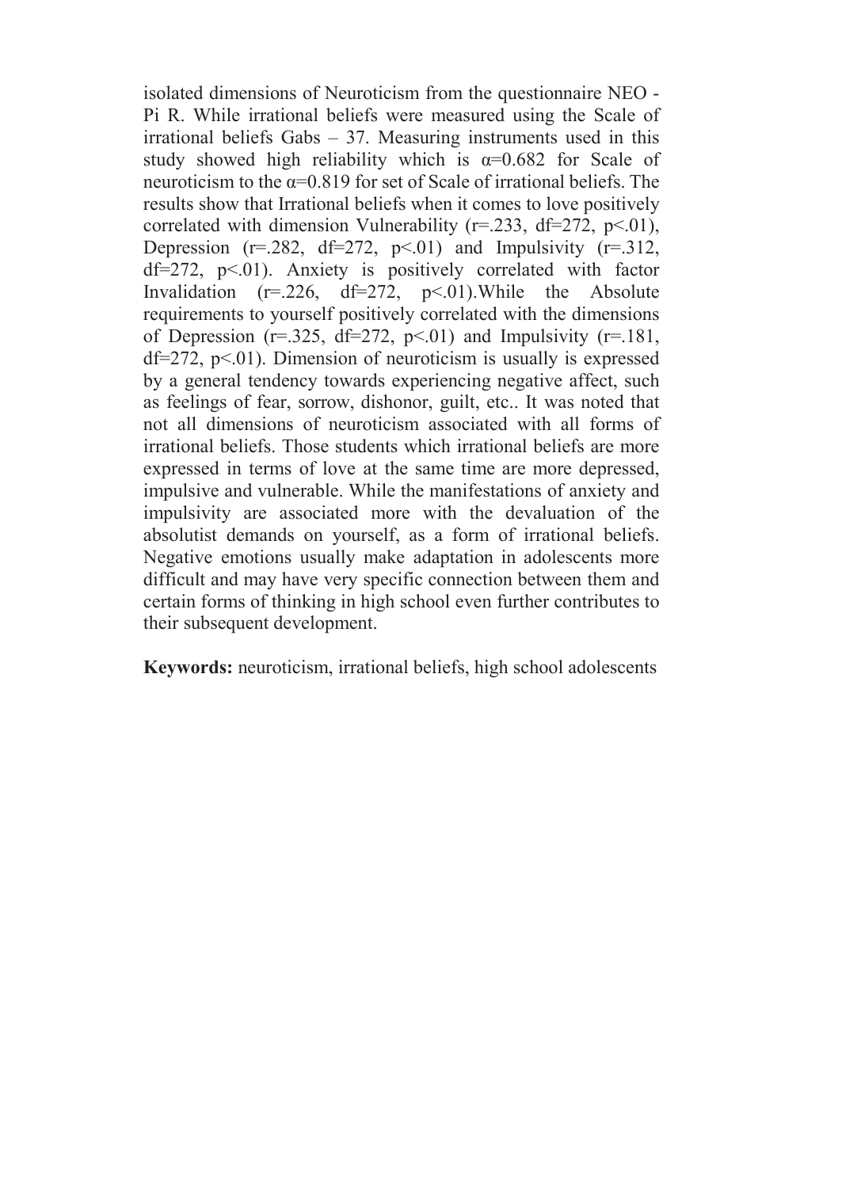isolated dimensions of Neuroticism from the questionnaire NEO - Pi R. While irrational beliefs were measured using the Scale of irrational beliefs Gabs – 37. Measuring instruments used in this study showed high reliability which is $\alpha=0.682$ for Scale of neuroticism to the $\alpha=0.819$ for set of Scale of irrational beliefs. The results show that Irrational beliefs when it comes to love positively correlated with dimension Vulnerability ($r=.233$, $df=272$, $p<.01$), Depression ($r=.282$, $df=272$, $p<.01$) and Impulsivity ($r=.312$, $df=272$, $p<.01$). Anxiety is positively correlated with factor Invalidation ($r=.226$, $df=272$, $p<.01$).While the Absolute requirements to yourself positively correlated with the dimensions of Depression ($r=.325$, $df=272$, $p<.01$) and Impulsivity ($r=.181$, $df=272$, $p<.01$). Dimension of neuroticism is usually is expressed by a general tendency towards experiencing negative affect, such as feelings of fear, sorrow, dishonor, guilt, etc.. It was noted that not all dimensions of neuroticism associated with all forms of irrational beliefs. Those students which irrational beliefs are more expressed in terms of love at the same time are more depressed, impulsive and vulnerable. While the manifestations of anxiety and impulsivity are associated more with the devaluation of the absolutist demands on yourself, as a form of irrational beliefs. Negative emotions usually make adaptation in adolescents more difficult and may have very specific connection between them and certain forms of thinking in high school even further contributes to their subsequent development.

**Keywords:** neuroticism, irrational beliefs, high school adolescents